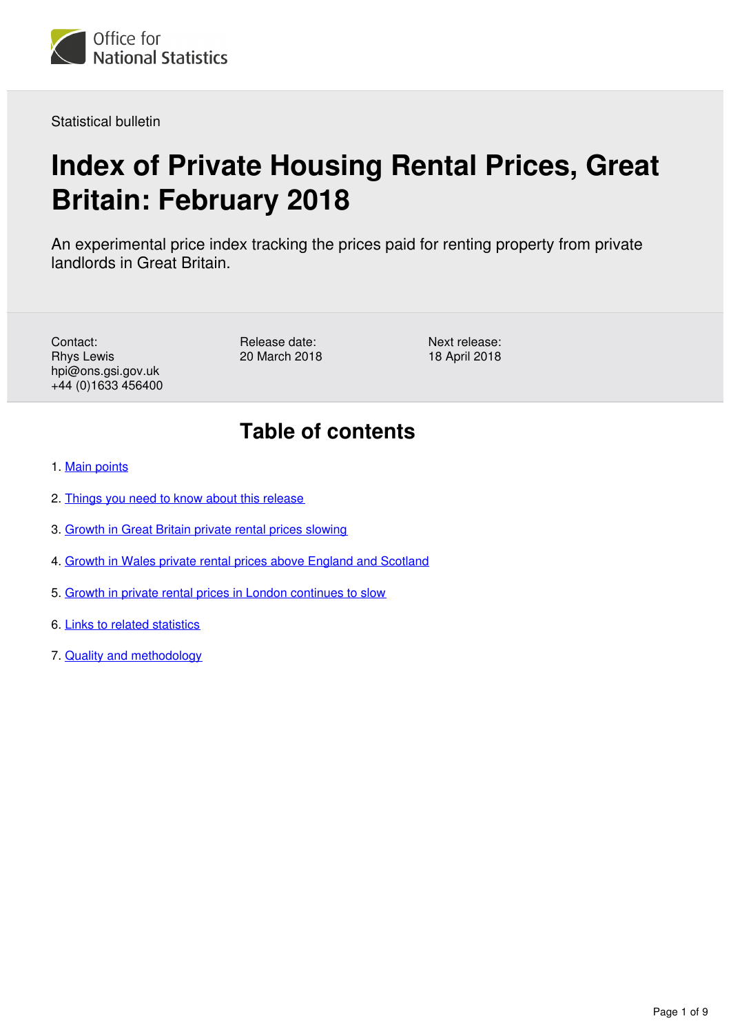Office for National Statistics

Statistical bulletin

# Index of Private Housing Rental Prices, Great Britain: February 2018

An experimental price index tracking the prices paid for renting property from private landlords in Great Britain.

Contact:
Rhys Lewis
hpi@ons.gsi.gov.uk
+44 (0)1633 456400

Release date:
20 March 2018

Next release:
18 April 2018

## Table of contents

1. Main points
2. Things you need to know about this release
3. Growth in Great Britain private rental prices slowing
4. Growth in Wales private rental prices above England and Scotland
5. Growth in private rental prices in London continues to slow
6. Links to related statistics
7. Quality and methodology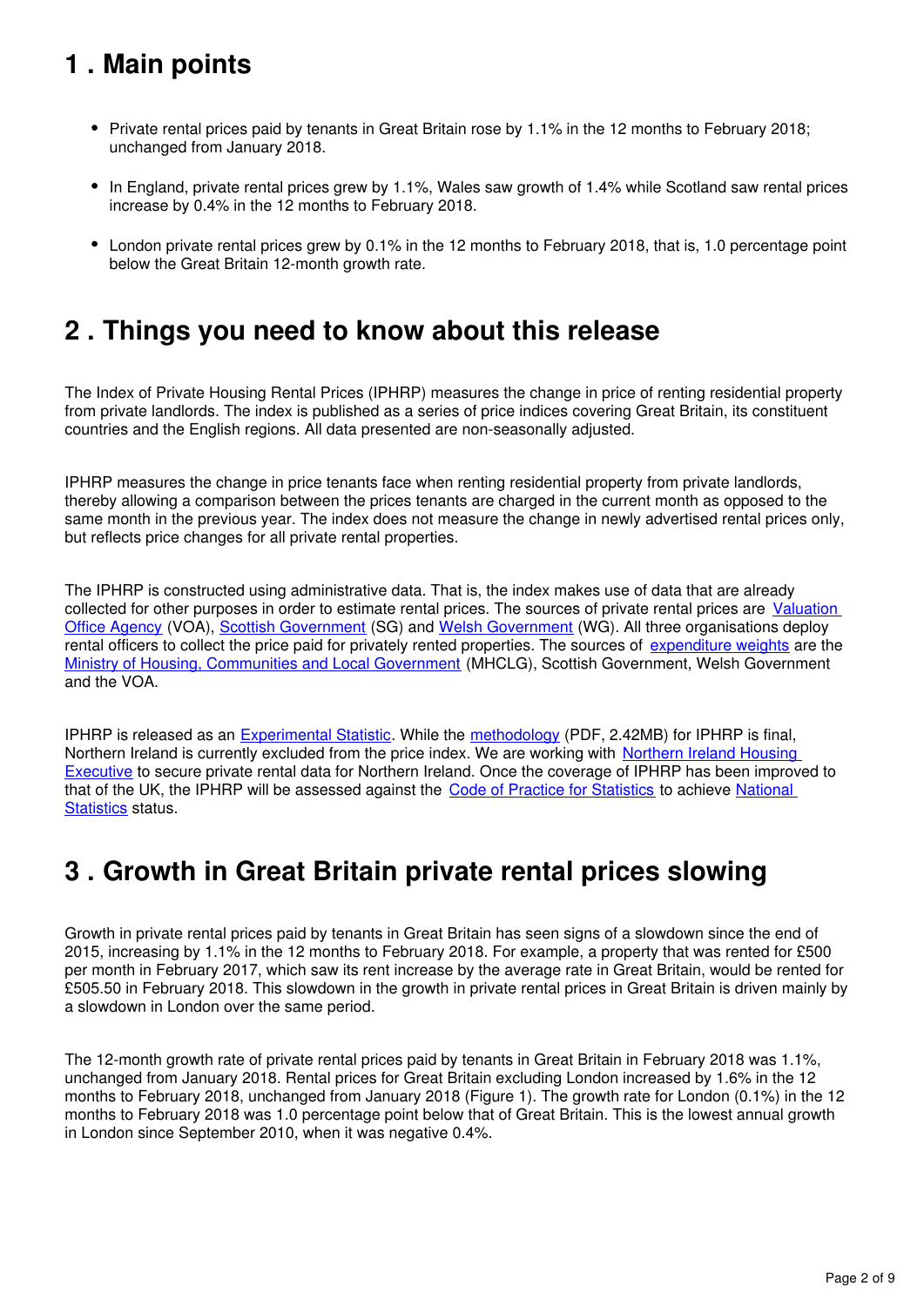## 1 . Main points

- Private rental prices paid by tenants in Great Britain rose by 1.1% in the 12 months to February 2018; unchanged from January 2018.
- In England, private rental prices grew by 1.1%, Wales saw growth of 1.4% while Scotland saw rental prices increase by 0.4% in the 12 months to February 2018.
- London private rental prices grew by 0.1% in the 12 months to February 2018, that is, 1.0 percentage point below the Great Britain 12-month growth rate.

## 2 . Things you need to know about this release

The Index of Private Housing Rental Prices (IPHRP) measures the change in price of renting residential property from private landlords. The index is published as a series of price indices covering Great Britain, its constituent countries and the English regions. All data presented are non-seasonally adjusted.

IPHRP measures the change in price tenants face when renting residential property from private landlords, thereby allowing a comparison between the prices tenants are charged in the current month as opposed to the same month in the previous year. The index does not measure the change in newly advertised rental prices only, but reflects price changes for all private rental properties.

The IPHRP is constructed using administrative data. That is, the index makes use of data that are already collected for other purposes in order to estimate rental prices. The sources of private rental prices are Valuation Office Agency (VOA), Scottish Government (SG) and Welsh Government (WG). All three organisations deploy rental officers to collect the price paid for privately rented properties. The sources of expenditure weights are the Ministry of Housing, Communities and Local Government (MHCLG), Scottish Government, Welsh Government and the VOA.

IPHRP is released as an Experimental Statistic. While the methodology (PDF, 2.42MB) for IPHRP is final, Northern Ireland is currently excluded from the price index. We are working with Northern Ireland Housing Executive to secure private rental data for Northern Ireland. Once the coverage of IPHRP has been improved to that of the UK, the IPHRP will be assessed against the Code of Practice for Statistics to achieve National Statistics status.

## 3 . Growth in Great Britain private rental prices slowing

Growth in private rental prices paid by tenants in Great Britain has seen signs of a slowdown since the end of 2015, increasing by 1.1% in the 12 months to February 2018. For example, a property that was rented for £500 per month in February 2017, which saw its rent increase by the average rate in Great Britain, would be rented for £505.50 in February 2018. This slowdown in the growth in private rental prices in Great Britain is driven mainly by a slowdown in London over the same period.

The 12-month growth rate of private rental prices paid by tenants in Great Britain in February 2018 was 1.1%, unchanged from January 2018. Rental prices for Great Britain excluding London increased by 1.6% in the 12 months to February 2018, unchanged from January 2018 (Figure 1). The growth rate for London (0.1%) in the 12 months to February 2018 was 1.0 percentage point below that of Great Britain. This is the lowest annual growth in London since September 2010, when it was negative 0.4%.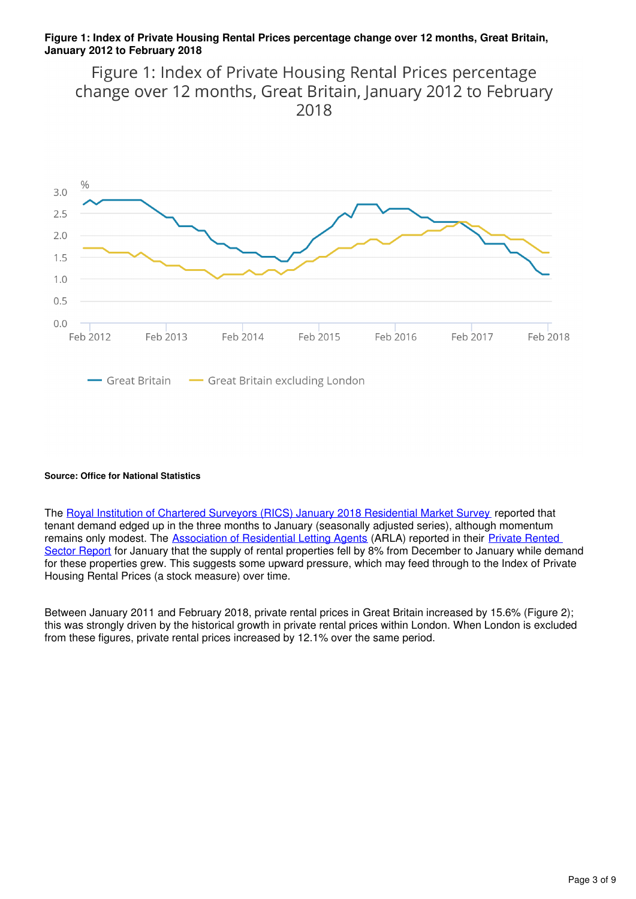**Figure 1: Index of Private Housing Rental Prices percentage change over 12 months, Great Britain, January 2012 to February 2018**

**Source: Office for National Statistics**

The Royal Institution of Chartered Surveyors (RICS) January 2018 Residential Market Survey reported that tenant demand edged up in the three months to January (seasonally adjusted series), although momentum remains only modest. The Association of Residential Letting Agents (ARLA) reported in their Private Rented Sector Report for January that the supply of rental properties fell by 8% from December to January while demand for these properties grew. This suggests some upward pressure, which may feed through to the Index of Private Housing Rental Prices (a stock measure) over time.

Between January 2011 and February 2018, private rental prices in Great Britain increased by 15.6% (Figure 2); this was strongly driven by the historical growth in private rental prices within London. When London is excluded from these figures, private rental prices increased by 12.1% over the same period.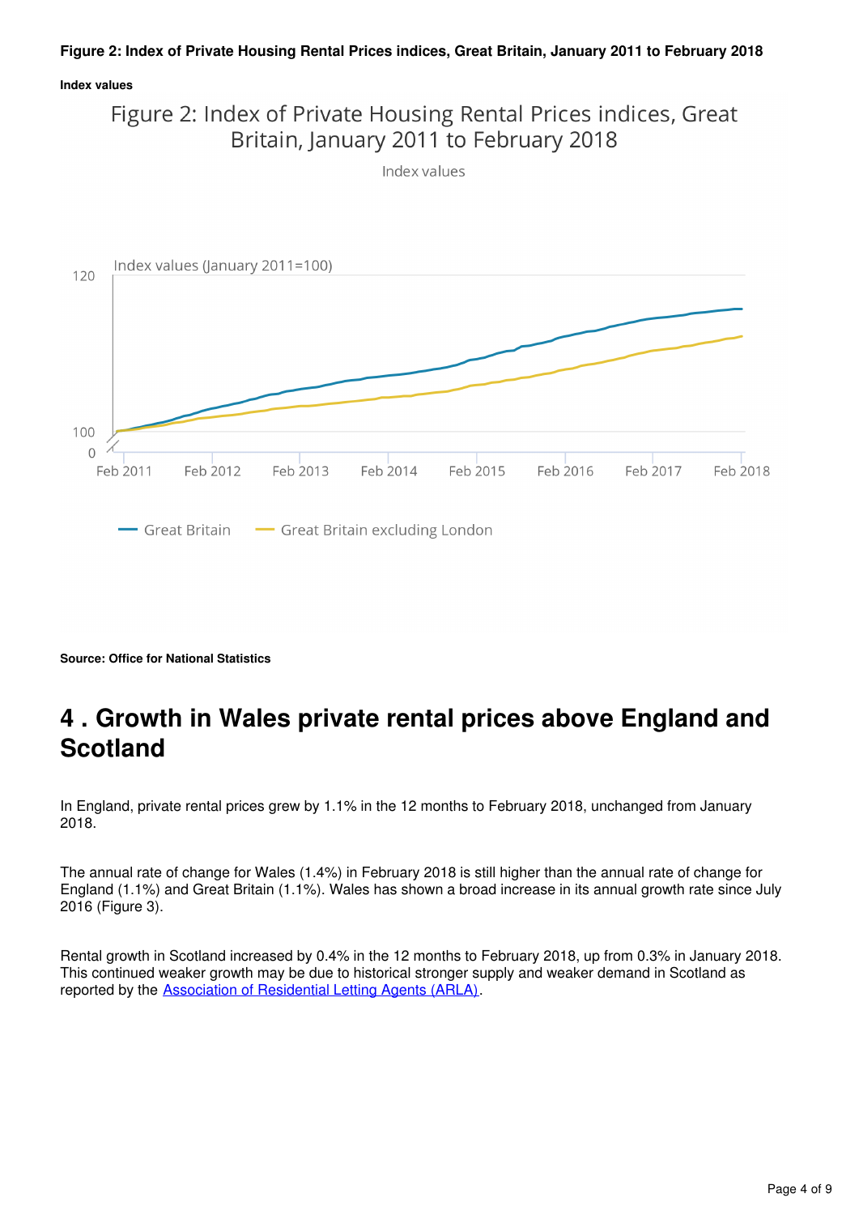**Figure 2: Index of Private Housing Rental Prices indices, Great Britain, January 2011 to February 2018**

**Index values**

**Source: Office for National Statistics**

# 4 . Growth in Wales private rental prices above England and Scotland

In England, private rental prices grew by 1.1% in the 12 months to February 2018, unchanged from January 2018.

The annual rate of change for Wales (1.4%) in February 2018 is still higher than the annual rate of change for England (1.1%) and Great Britain (1.1%). Wales has shown a broad increase in its annual growth rate since July 2016 (Figure 3).

Rental growth in Scotland increased by 0.4% in the 12 months to February 2018, up from 0.3% in January 2018. This continued weaker growth may be due to historical stronger supply and weaker demand in Scotland as reported by the Association of Residential Letting Agents (ARLA).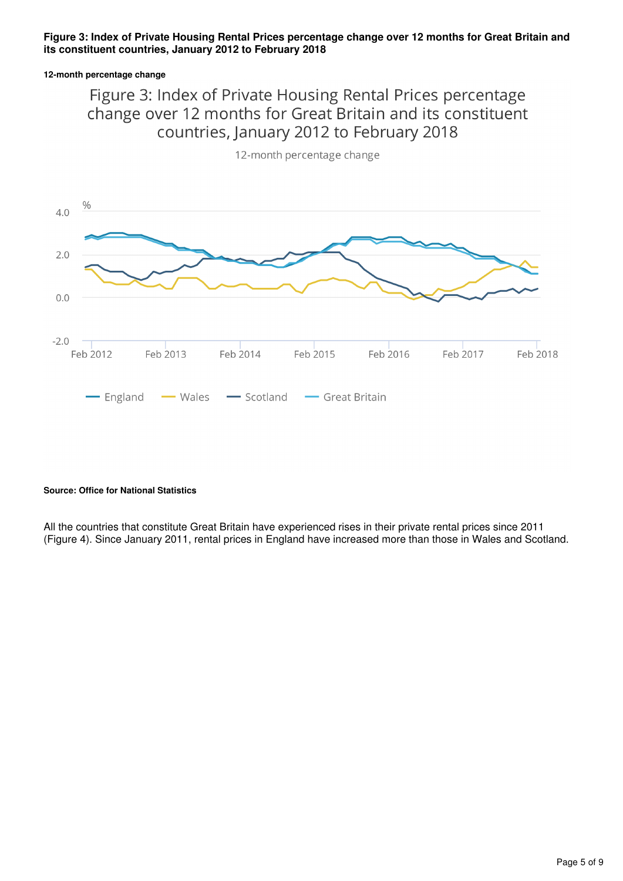**Figure 3: Index of Private Housing Rental Prices percentage change over 12 months for Great Britain and its constituent countries, January 2012 to February 2018**

**12-month percentage change**

**Source: Office for National Statistics**

All the countries that constitute Great Britain have experienced rises in their private rental prices since 2011 (Figure 4). Since January 2011, rental prices in England have increased more than those in Wales and Scotland.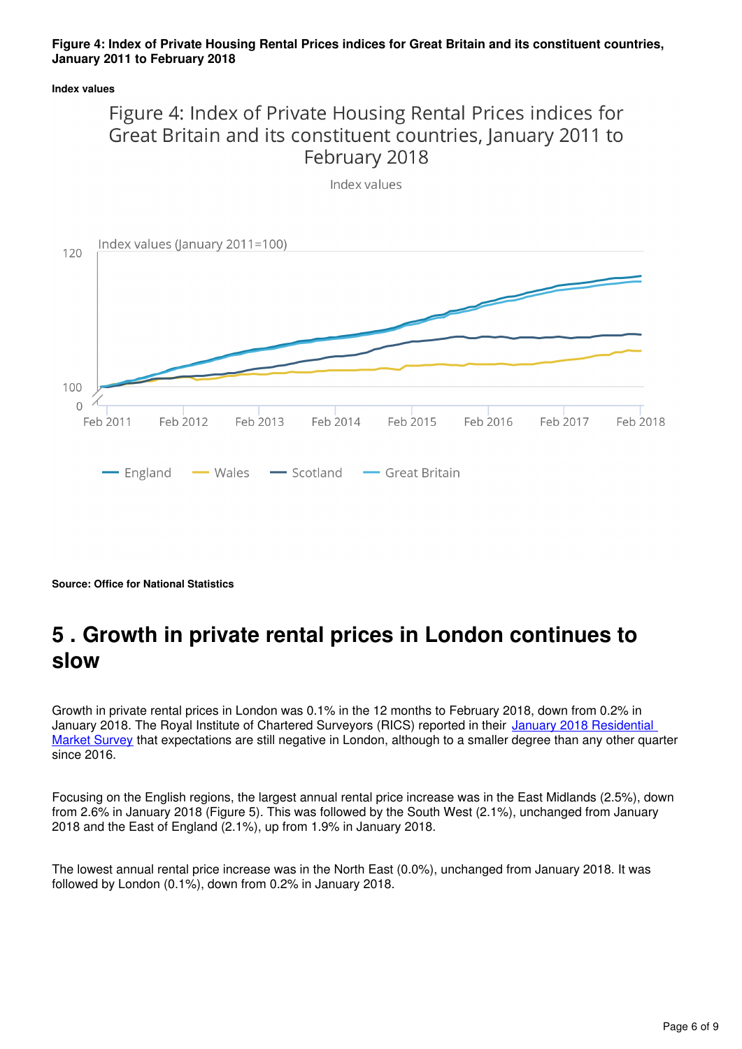**Figure 4: Index of Private Housing Rental Prices indices for Great Britain and its constituent countries, January 2011 to February 2018**

**Index values**

**Source: Office for National Statistics**

# 5 . Growth in private rental prices in London continues to slow

Growth in private rental prices in London was 0.1% in the 12 months to February 2018, down from 0.2% in January 2018. The Royal Institute of Chartered Surveyors (RICS) reported in their [January 2018 Residential Market Survey](#) that expectations are still negative in London, although to a smaller degree than any other quarter since 2016.

Focusing on the English regions, the largest annual rental price increase was in the East Midlands (2.5%), down from 2.6% in January 2018 (Figure 5). This was followed by the South West (2.1%), unchanged from January 2018 and the East of England (2.1%), up from 1.9% in January 2018.

The lowest annual rental price increase was in the North East (0.0%), unchanged from January 2018. It was followed by London (0.1%), down from 0.2% in January 2018.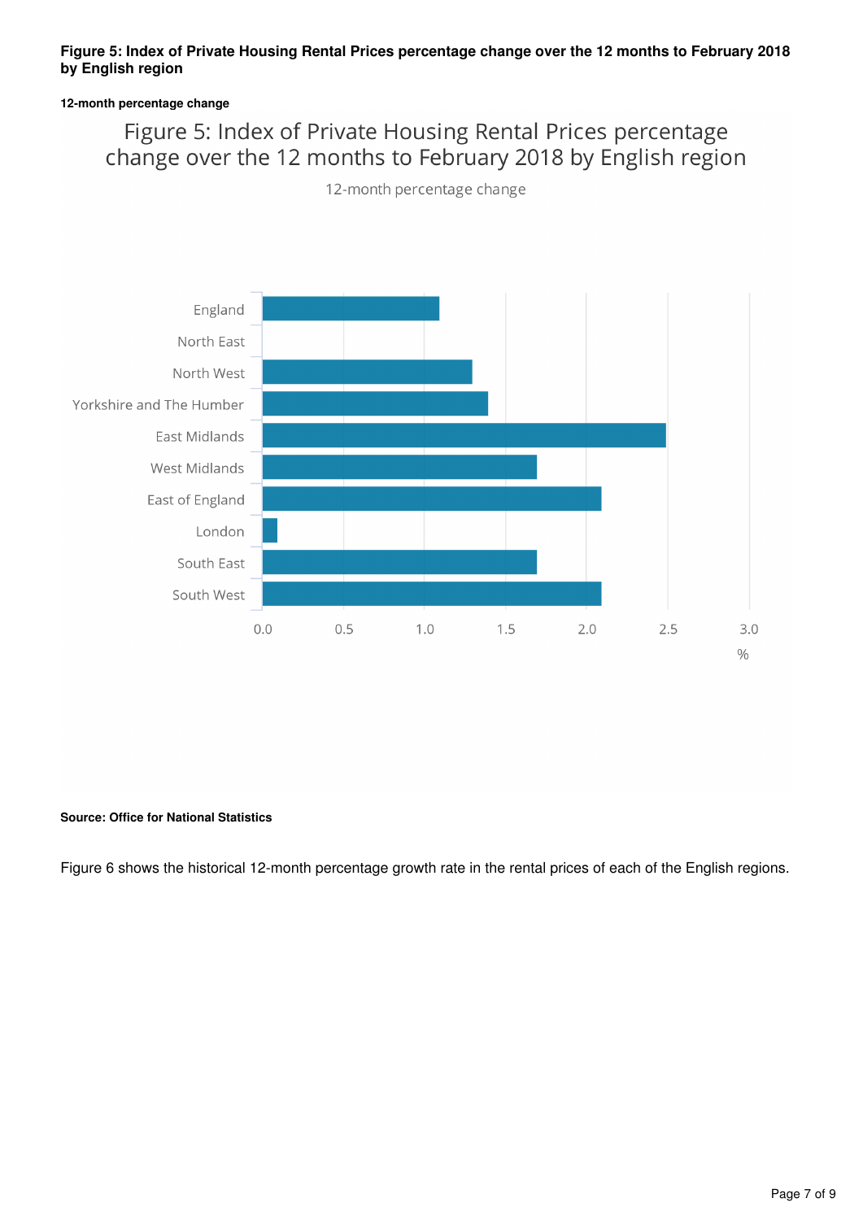**Figure 5: Index of Private Housing Rental Prices percentage change over the 12 months to February 2018 by English region**

**12-month percentage change**

Figure 5: Index of Private Housing Rental Prices percentage change over the 12 months to February 2018 by English region

12-month percentage change

| Region | % |
|---|---|
| England | 1.1 |
| North East | 0.0 |
| North West | 1.3 |
| Yorkshire and The Humber | 1.4 |
| East Midlands | 2.5 |
| West Midlands | 1.7 |
| East of England | 2.1 |
| London | 0.1 |
| South East | 1.7 |
| South West | 2.1 |

**Source: Office for National Statistics**

Figure 6 shows the historical 12-month percentage growth rate in the rental prices of each of the English regions.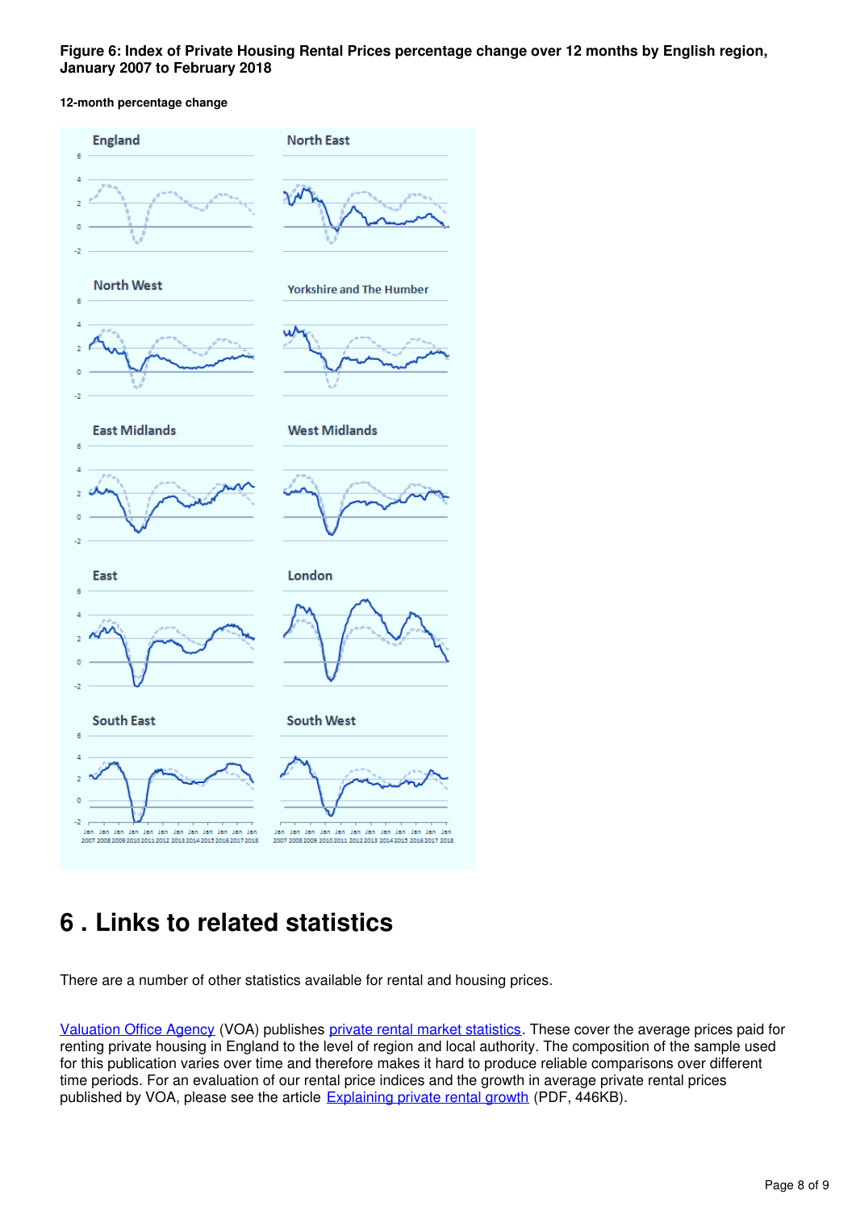**Figure 6: Index of Private Housing Rental Prices percentage change over 12 months by English region, January 2007 to February 2018**

**12-month percentage change**

# 6 . Links to related statistics

There are a number of other statistics available for rental and housing prices.

Valuation Office Agency (VOA) publishes private rental market statistics. These cover the average prices paid for renting private housing in England to the level of region and local authority. The composition of the sample used for this publication varies over time and therefore makes it hard to produce reliable comparisons over different time periods. For an evaluation of our rental price indices and the growth in average private rental prices published by VOA, please see the article Explaining private rental growth (PDF, 446KB).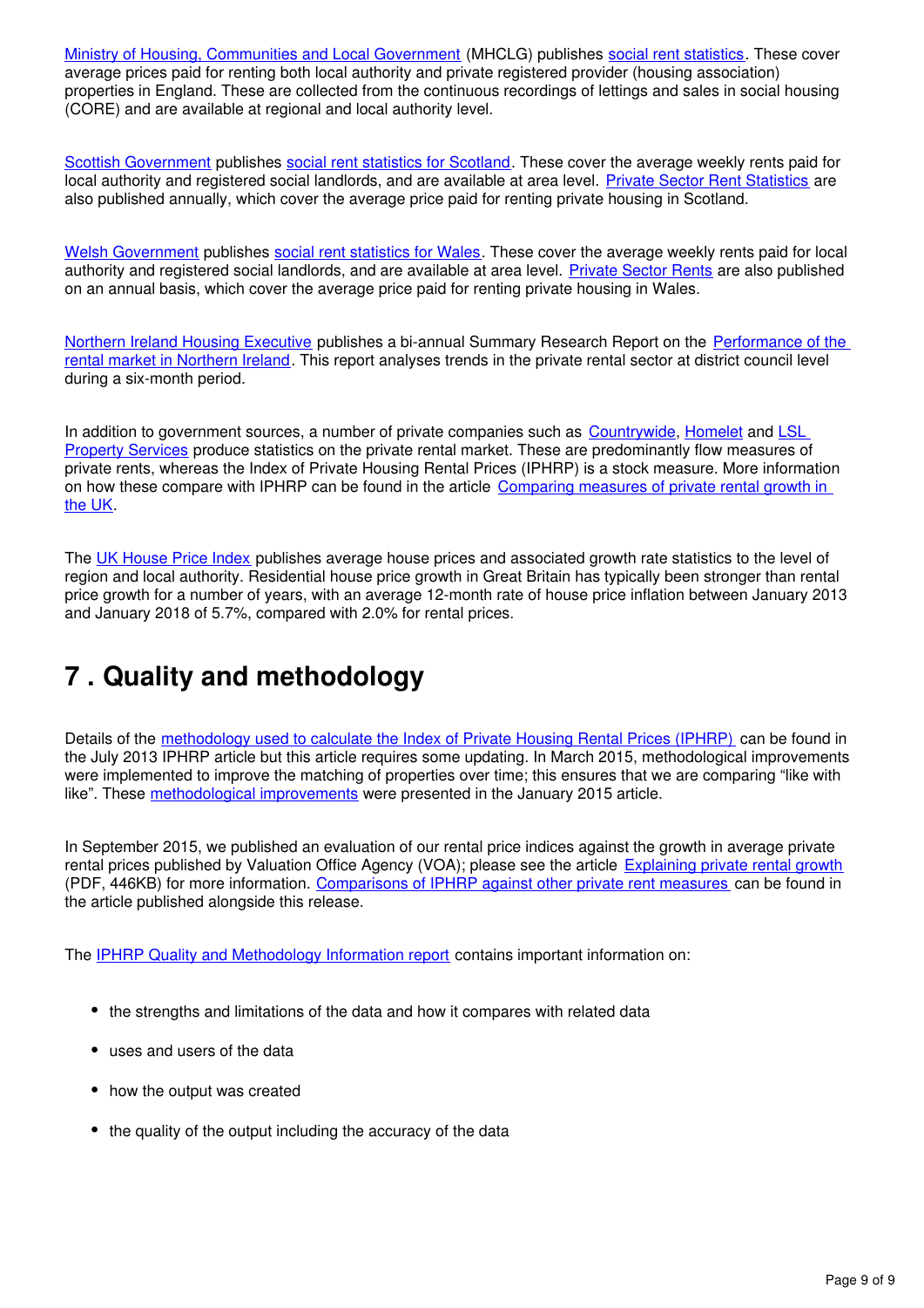Ministry of Housing, Communities and Local Government (MHCLG) publishes social rent statistics. These cover average prices paid for renting both local authority and private registered provider (housing association) properties in England. These are collected from the continuous recordings of lettings and sales in social housing (CORE) and are available at regional and local authority level.

Scottish Government publishes social rent statistics for Scotland. These cover the average weekly rents paid for local authority and registered social landlords, and are available at area level. Private Sector Rent Statistics are also published annually, which cover the average price paid for renting private housing in Scotland.

Welsh Government publishes social rent statistics for Wales. These cover the average weekly rents paid for local authority and registered social landlords, and are available at area level. Private Sector Rents are also published on an annual basis, which cover the average price paid for renting private housing in Wales.

Northern Ireland Housing Executive publishes a bi-annual Summary Research Report on the Performance of the rental market in Northern Ireland. This report analyses trends in the private rental sector at district council level during a six-month period.

In addition to government sources, a number of private companies such as Countrywide, Homelet and LSL Property Services produce statistics on the private rental market. These are predominantly flow measures of private rents, whereas the Index of Private Housing Rental Prices (IPHRP) is a stock measure. More information on how these compare with IPHRP can be found in the article Comparing measures of private rental growth in the UK.

The UK House Price Index publishes average house prices and associated growth rate statistics to the level of region and local authority. Residential house price growth in Great Britain has typically been stronger than rental price growth for a number of years, with an average 12-month rate of house price inflation between January 2013 and January 2018 of 5.7%, compared with 2.0% for rental prices.

## 7 . Quality and methodology

Details of the methodology used to calculate the Index of Private Housing Rental Prices (IPHRP) can be found in the July 2013 IPHRP article but this article requires some updating. In March 2015, methodological improvements were implemented to improve the matching of properties over time; this ensures that we are comparing "like with like". These methodological improvements were presented in the January 2015 article.

In September 2015, we published an evaluation of our rental price indices against the growth in average private rental prices published by Valuation Office Agency (VOA); please see the article Explaining private rental growth (PDF, 446KB) for more information. Comparisons of IPHRP against other private rent measures can be found in the article published alongside this release.

The IPHRP Quality and Methodology Information report contains important information on:

- the strengths and limitations of the data and how it compares with related data
- uses and users of the data
- how the output was created
- the quality of the output including the accuracy of the data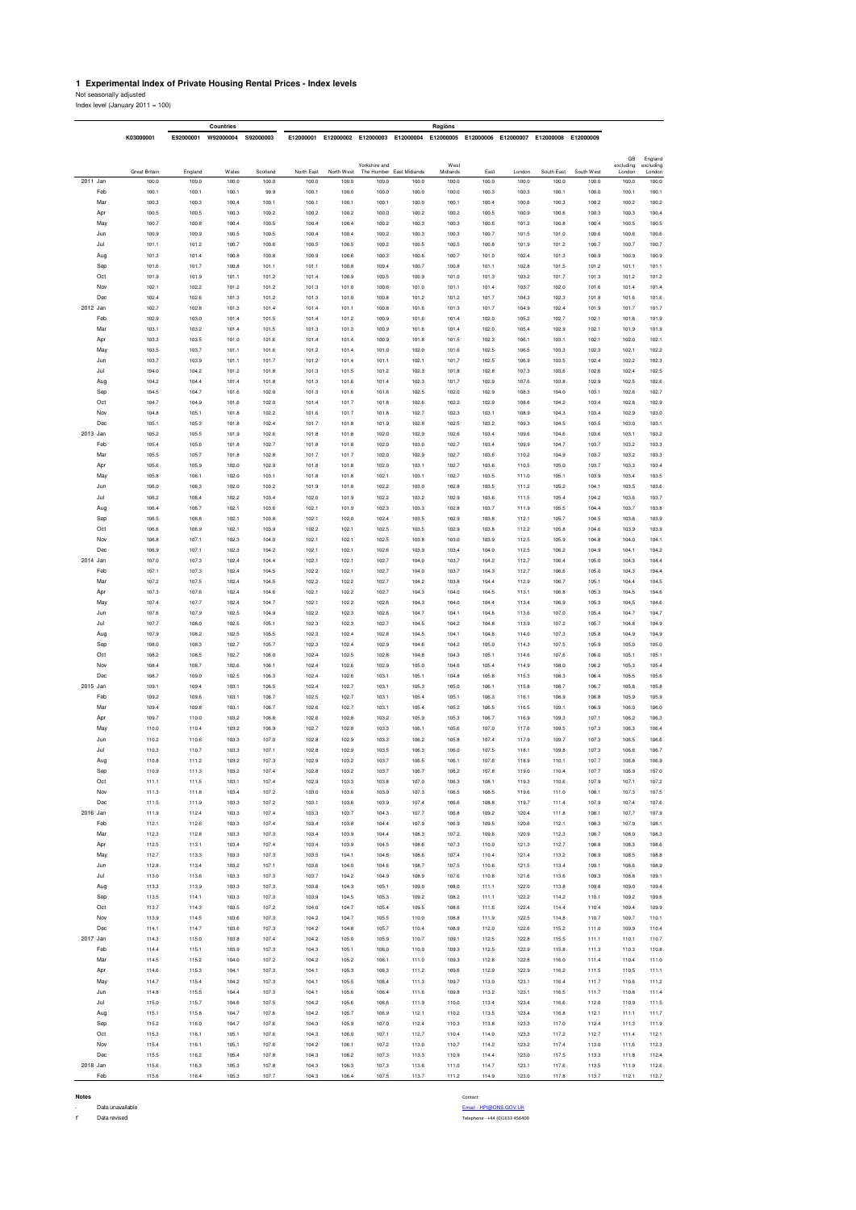# 1 Experimental Index of Private Housing Rental Prices - Index levels

Not seasonally adjusted

Index level (January 2011 = 100)

| | K03000001 | E92000001 | W92000004 | S92000003 | E12000001 | E12000002 | E12000003 | E12000004 | E12000005 | E12000006 | E12000007 | E12000008 | E12000009 | | |
|---|---|---|---|---|---|---|---|---|---|---|---|---|---|---|---|
| | | Countries | | | Regions | | | | | | | | | | |
| | Great Britain | England | Wales | Scotland | North East | North West | Yorkshire and The Humber | East Midlands | West Midlands | East | London | South East | South West | GB excluding London | England excluding London |
| 2011 Jan | 100.0 | 100.0 | 100.0 | 100.0 | 100.0 | 100.0 | 100.0 | 100.0 | 100.0 | 100.0 | 100.0 | 100.0 | 100.0 | 100.0 | 100.0 |
| Feb | 100.1 | 100.1 | 100.1 | 99.9 | 100.1 | 100.0 | 100.0 | 100.0 | 100.0 | 100.3 | 100.3 | 100.1 | 100.0 | 100.1 | 100.1 |
| Mar | 100.3 | 100.3 | 100.4 | 100.1 | 100.1 | 100.1 | 100.1 | 100.0 | 100.1 | 100.4 | 100.6 | 100.3 | 100.2 | 100.2 | 100.2 |
| Apr | 100.5 | 100.5 | 100.3 | 100.2 | 100.2 | 100.2 | 100.0 | 100.2 | 100.2 | 100.5 | 100.9 | 100.6 | 100.3 | 100.3 | 100.4 |
| May | 100.7 | 100.8 | 100.4 | 100.5 | 100.4 | 100.4 | 100.2 | 100.3 | 100.3 | 100.6 | 101.2 | 100.8 | 100.4 | 100.5 | 100.5 |
| Jun | 100.9 | 100.9 | 100.5 | 100.5 | 100.4 | 100.4 | 100.2 | 100.6 | 100.3 | 100.7 | 101.5 | 101.0 | 100.6 | 100.6 | 100.6 |
| Jul | 101.1 | 101.2 | 100.7 | 100.6 | 100.5 | 100.5 | 100.2 | 100.5 | 100.5 | 100.8 | 101.9 | 101.2 | 100.7 | 100.7 | 100.7 |
| Aug | 101.3 | 101.4 | 100.8 | 100.8 | 100.9 | 100.6 | 100.3 | 100.6 | 100.7 | 101.0 | 102.4 | 101.3 | 100.9 | 100.9 | 100.9 |
| Sep | 101.6 | 101.7 | 100.8 | 101.1 | 101.1 | 100.8 | 100.4 | 100.7 | 100.8 | 101.1 | 102.8 | 101.5 | 101.2 | 101.1 | 101.1 |
| Oct | 101.9 | 101.9 | 101.1 | 101.2 | 101.4 | 100.9 | 100.5 | 100.9 | 101.0 | 101.3 | 103.2 | 101.7 | 101.3 | 101.2 | 101.2 |
| Nov | 102.1 | 102.2 | 101.2 | 101.2 | 101.3 | 101.0 | 100.6 | 101.0 | 101.1 | 101.4 | 103.7 | 102.0 | 101.6 | 101.4 | 101.4 |
| Dec | 102.4 | 102.6 | 101.3 | 101.2 | 101.3 | 101.0 | 100.8 | 101.2 | 101.2 | 101.7 | 104.3 | 102.3 | 101.8 | 101.6 | 101.6 |
| 2012 Jan | 102.7 | 102.8 | 101.3 | 101.4 | 101.4 | 101.1 | 100.8 | 101.6 | 101.3 | 101.7 | 104.9 | 102.4 | 101.9 | 101.7 | 101.7 |
| Feb | 102.9 | 103.0 | 101.4 | 101.5 | 101.4 | 101.2 | 100.9 | 101.6 | 101.4 | 102.0 | 105.2 | 102.7 | 102.1 | 101.8 | 101.9 |
| Mar | 103.1 | 103.2 | 101.4 | 101.5 | 101.3 | 101.3 | 100.9 | 101.6 | 101.4 | 102.0 | 105.4 | 102.9 | 102.1 | 101.9 | 101.9 |
| Apr | 103.3 | 103.5 | 101.0 | 101.6 | 101.4 | 101.4 | 100.9 | 101.8 | 101.5 | 102.3 | 106.1 | 103.1 | 102.1 | 102.0 | 102.1 |
| May | 103.5 | 103.7 | 101.1 | 101.6 | 101.2 | 101.4 | 101.0 | 102.0 | 101.6 | 102.5 | 106.5 | 103.3 | 102.3 | 102.1 | 102.2 |
| Jun | 103.7 | 103.9 | 101.1 | 101.7 | 101.2 | 101.4 | 101.1 | 102.1 | 101.7 | 102.5 | 106.9 | 103.5 | 102.4 | 102.2 | 102.3 |
| Jul | 104.0 | 104.2 | 101.2 | 101.8 | 101.3 | 101.5 | 101.2 | 102.3 | 101.8 | 102.8 | 107.3 | 103.6 | 102.6 | 102.4 | 102.5 |
| Aug | 104.2 | 104.4 | 101.4 | 101.8 | 101.3 | 101.6 | 101.4 | 102.3 | 101.7 | 102.9 | 107.6 | 103.8 | 102.9 | 102.5 | 102.6 |
| Sep | 104.5 | 104.7 | 101.6 | 102.0 | 101.3 | 101.6 | 101.6 | 102.5 | 102.0 | 102.9 | 108.3 | 104.0 | 103.1 | 102.6 | 102.7 |
| Oct | 104.7 | 104.9 | 101.6 | 102.0 | 101.4 | 101.7 | 101.8 | 102.6 | 102.2 | 102.9 | 108.6 | 104.2 | 103.4 | 102.8 | 102.9 |
| Nov | 104.8 | 105.1 | 101.8 | 102.2 | 101.6 | 101.7 | 101.8 | 102.7 | 102.3 | 103.1 | 108.9 | 104.3 | 103.4 | 102.9 | 103.0 |
| Dec | 105.1 | 105.3 | 101.8 | 102.4 | 101.7 | 101.8 | 101.9 | 102.8 | 102.5 | 103.2 | 109.3 | 104.5 | 103.5 | 103.0 | 103.1 |
| 2013 Jan | 105.2 | 105.5 | 101.9 | 102.6 | 101.8 | 101.8 | 102.0 | 102.9 | 102.6 | 103.4 | 109.6 | 104.6 | 103.6 | 103.1 | 103.2 |
| Feb | 105.4 | 105.6 | 101.8 | 102.7 | 101.8 | 101.8 | 102.0 | 103.0 | 102.7 | 103.4 | 109.9 | 104.7 | 103.7 | 103.2 | 103.3 |
| Mar | 105.5 | 105.7 | 101.8 | 102.8 | 101.7 | 101.7 | 102.0 | 102.9 | 102.7 | 103.6 | 110.2 | 104.9 | 103.7 | 103.2 | 103.3 |
| Apr | 105.6 | 105.9 | 102.0 | 102.9 | 101.8 | 101.8 | 102.0 | 103.1 | 102.7 | 103.6 | 110.5 | 105.0 | 103.7 | 103.3 | 103.4 |
| May | 105.8 | 106.1 | 102.0 | 103.1 | 101.8 | 101.8 | 102.1 | 103.1 | 102.7 | 103.5 | 111.0 | 105.1 | 103.9 | 103.4 | 103.5 |
| Jun | 106.0 | 106.3 | 102.0 | 103.2 | 101.9 | 101.8 | 102.2 | 103.0 | 102.8 | 103.5 | 111.2 | 105.2 | 104.1 | 103.5 | 103.6 |
| Jul | 106.2 | 106.4 | 102.2 | 103.4 | 102.0 | 101.9 | 102.2 | 103.2 | 102.9 | 103.6 | 111.5 | 105.4 | 104.2 | 103.6 | 103.7 |
| Aug | 106.4 | 106.7 | 102.1 | 103.6 | 102.1 | 101.9 | 102.3 | 103.3 | 102.8 | 103.7 | 111.9 | 105.5 | 104.4 | 103.7 | 103.8 |
| Sep | 106.5 | 106.8 | 102.1 | 103.8 | 102.1 | 102.0 | 102.4 | 103.5 | 102.9 | 103.8 | 112.1 | 105.7 | 104.5 | 103.8 | 103.9 |
| Oct | 106.6 | 106.9 | 102.1 | 103.9 | 102.2 | 102.1 | 102.5 | 103.5 | 102.9 | 103.8 | 112.2 | 105.8 | 104.6 | 103.9 | 103.9 |
| Nov | 106.8 | 107.1 | 102.3 | 104.0 | 102.1 | 102.1 | 102.5 | 103.8 | 103.0 | 103.9 | 112.5 | 105.9 | 104.8 | 104.0 | 104.1 |
| Dec | 106.9 | 107.1 | 102.3 | 104.2 | 102.1 | 102.1 | 102.6 | 103.9 | 103.4 | 104.0 | 112.5 | 106.2 | 104.9 | 104.1 | 104.2 |
| 2014 Jan | 107.0 | 107.3 | 102.4 | 104.4 | 102.1 | 102.1 | 102.7 | 104.0 | 103.7 | 104.2 | 112.7 | 106.4 | 105.0 | 104.3 | 104.4 |
| Feb | 107.1 | 107.3 | 102.4 | 104.5 | 102.2 | 102.1 | 102.7 | 104.0 | 103.7 | 104.3 | 112.7 | 106.6 | 105.0 | 104.3 | 104.4 |
| Mar | 107.2 | 107.5 | 102.4 | 104.5 | 102.2 | 102.2 | 102.7 | 104.2 | 103.8 | 104.4 | 112.9 | 106.7 | 105.1 | 104.4 | 104.5 |
| Apr | 107.3 | 107.6 | 102.4 | 104.6 | 102.1 | 102.2 | 102.7 | 104.3 | 104.0 | 104.5 | 113.1 | 106.8 | 105.3 | 104.5 | 104.6 |
| May | 107.4 | 107.7 | 102.4 | 104.7 | 102.1 | 102.2 | 102.6 | 104.3 | 104.0 | 104.4 | 113.4 | 106.9 | 105.3 | 104.5 | 104.6 |
| Jun | 107.6 | 107.9 | 102.5 | 104.9 | 102.2 | 102.3 | 102.6 | 104.7 | 104.1 | 104.6 | 113.6 | 107.0 | 105.4 | 104.7 | 104.7 |
| Jul | 107.7 | 108.0 | 102.5 | 105.1 | 102.3 | 102.3 | 102.7 | 104.5 | 104.2 | 104.8 | 113.9 | 107.2 | 105.7 | 104.8 | 104.9 |
| Aug | 107.9 | 108.2 | 102.5 | 105.5 | 102.3 | 102.4 | 102.8 | 104.5 | 104.1 | 104.8 | 114.0 | 107.3 | 105.8 | 104.9 | 104.9 |
| Sep | 108.0 | 108.3 | 102.7 | 105.7 | 102.3 | 102.4 | 102.9 | 104.6 | 104.2 | 105.0 | 114.3 | 107.5 | 105.9 | 105.0 | 105.0 |
| Oct | 108.2 | 108.5 | 102.7 | 106.0 | 102.4 | 102.5 | 102.8 | 104.8 | 104.3 | 105.1 | 114.6 | 107.6 | 106.0 | 105.1 | 105.1 |
| Nov | 108.4 | 108.7 | 102.6 | 106.1 | 102.4 | 102.6 | 102.9 | 105.0 | 104.6 | 105.4 | 114.9 | 108.0 | 106.2 | 105.3 | 105.4 |
| Dec | 108.7 | 109.0 | 102.5 | 106.3 | 102.4 | 102.6 | 103.1 | 105.1 | 104.8 | 105.8 | 115.3 | 108.3 | 106.4 | 105.5 | 105.6 |
| 2015 Jan | 109.1 | 109.4 | 103.1 | 106.5 | 102.4 | 102.7 | 103.1 | 105.3 | 105.0 | 106.1 | 115.8 | 108.7 | 106.7 | 105.8 | 105.8 |
| Feb | 109.2 | 109.6 | 103.1 | 106.7 | 102.5 | 102.7 | 103.1 | 105.4 | 105.1 | 106.3 | 116.1 | 108.9 | 106.8 | 105.9 | 105.9 |
| Mar | 109.4 | 109.8 | 103.1 | 106.7 | 102.6 | 102.7 | 103.1 | 105.4 | 105.2 | 106.5 | 116.5 | 109.1 | 106.9 | 106.0 | 106.0 |
| Apr | 109.7 | 110.0 | 103.2 | 106.8 | 102.6 | 102.8 | 103.2 | 105.9 | 105.3 | 106.7 | 116.9 | 109.3 | 107.1 | 106.2 | 106.3 |
| May | 110.0 | 110.4 | 103.2 | 106.9 | 102.7 | 102.8 | 103.3 | 106.1 | 105.6 | 107.0 | 117.6 | 109.5 | 107.3 | 106.3 | 106.4 |
| Jun | 110.2 | 110.6 | 103.3 | 107.0 | 102.8 | 102.9 | 103.3 | 106.2 | 105.8 | 107.4 | 117.9 | 109.7 | 107.3 | 106.5 | 106.6 |
| Jul | 110.3 | 110.7 | 103.3 | 107.1 | 102.8 | 102.9 | 103.5 | 106.3 | 106.0 | 107.5 | 118.1 | 109.8 | 107.3 | 106.6 | 106.7 |
| Aug | 110.8 | 111.2 | 103.2 | 107.3 | 102.9 | 103.2 | 103.7 | 106.5 | 106.1 | 107.6 | 118.9 | 110.1 | 107.7 | 106.8 | 106.9 |
| Sep | 110.9 | 111.3 | 103.2 | 107.4 | 102.8 | 103.2 | 103.7 | 106.7 | 106.2 | 107.8 | 119.0 | 110.4 | 107.7 | 106.9 | 107.0 |
| Oct | 111.1 | 111.5 | 103.1 | 107.4 | 102.9 | 103.3 | 103.8 | 107.0 | 106.3 | 108.1 | 119.3 | 110.6 | 107.9 | 107.1 | 107.2 |
| Nov | 111.3 | 111.8 | 103.4 | 107.2 | 103.0 | 103.6 | 103.9 | 107.3 | 106.5 | 108.5 | 119.6 | 111.0 | 108.1 | 107.3 | 107.5 |
| Dec | 111.5 | 111.9 | 103.3 | 107.2 | 103.1 | 103.6 | 103.9 | 107.4 | 106.6 | 108.8 | 119.7 | 111.4 | 107.9 | 107.4 | 107.6 |
| 2016 Jan | 111.9 | 112.4 | 103.3 | 107.4 | 103.3 | 103.7 | 104.3 | 107.7 | 106.8 | 109.2 | 120.4 | 111.8 | 108.1 | 107.7 | 107.9 |
| Feb | 112.1 | 112.6 | 103.3 | 107.4 | 103.4 | 103.8 | 104.4 | 107.9 | 106.9 | 109.5 | 120.6 | 112.1 | 108.3 | 107.9 | 108.1 |
| Mar | 112.3 | 112.8 | 103.3 | 107.3 | 103.4 | 103.9 | 104.4 | 108.3 | 107.2 | 109.6 | 120.9 | 112.3 | 108.7 | 108.0 | 108.3 |
| Apr | 112.5 | 113.1 | 103.4 | 107.4 | 103.4 | 103.9 | 104.5 | 108.6 | 107.3 | 110.0 | 121.3 | 112.7 | 108.8 | 108.3 | 108.6 |
| May | 112.7 | 113.3 | 103.3 | 107.3 | 103.5 | 104.1 | 104.6 | 108.6 | 107.4 | 110.4 | 121.4 | 113.2 | 108.9 | 108.5 | 108.8 |
| Jun | 112.8 | 113.4 | 103.2 | 107.1 | 103.6 | 104.0 | 104.6 | 108.7 | 107.5 | 110.6 | 121.5 | 113.4 | 109.1 | 108.6 | 108.9 |
| Jul | 113.0 | 113.6 | 103.3 | 107.3 | 103.7 | 104.2 | 104.9 | 108.9 | 107.6 | 110.8 | 121.6 | 113.6 | 109.3 | 108.8 | 109.1 |
| Aug | 113.3 | 113.9 | 103.3 | 107.3 | 103.8 | 104.3 | 105.1 | 109.0 | 108.0 | 111.1 | 122.0 | 113.8 | 109.8 | 109.0 | 109.4 |
| Sep | 113.5 | 114.1 | 103.3 | 107.3 | 103.9 | 104.5 | 105.3 | 109.2 | 108.2 | 111.1 | 122.2 | 114.2 | 110.1 | 109.2 | 109.6 |
| Oct | 113.7 | 114.3 | 103.5 | 107.2 | 104.0 | 104.7 | 105.4 | 109.5 | 108.6 | 111.6 | 122.4 | 114.4 | 110.4 | 109.4 | 109.9 |
| Nov | 113.9 | 114.5 | 103.6 | 107.3 | 104.2 | 104.7 | 105.5 | 110.0 | 108.8 | 111.9 | 122.5 | 114.8 | 110.7 | 109.7 | 110.1 |
| Dec | 114.1 | 114.7 | 103.6 | 107.3 | 104.2 | 104.8 | 105.7 | 110.4 | 108.9 | 112.0 | 122.6 | 115.2 | 111.0 | 109.9 | 110.4 |
| 2017 Jan | 114.3 | 115.0 | 103.8 | 107.4 | 104.2 | 105.0 | 105.9 | 110.7 | 109.1 | 112.5 | 122.8 | 115.5 | 111.1 | 110.1 | 110.7 |
| Feb | 114.4 | 115.1 | 103.9 | 107.3 | 104.3 | 105.1 | 106.0 | 110.9 | 109.3 | 112.5 | 122.9 | 115.8 | 111.3 | 110.3 | 110.8 |
| Mar | 114.5 | 115.2 | 104.0 | 107.2 | 104.2 | 105.2 | 106.1 | 111.0 | 109.3 | 112.8 | 122.8 | 116.0 | 111.4 | 110.4 | 111.0 |
| Apr | 114.6 | 115.3 | 104.1 | 107.3 | 104.1 | 105.3 | 106.3 | 111.2 | 109.6 | 112.9 | 122.9 | 116.2 | 111.5 | 110.5 | 111.1 |
| May | 114.7 | 115.4 | 104.2 | 107.3 | 104.1 | 105.5 | 106.4 | 111.3 | 109.7 | 113.0 | 123.1 | 116.4 | 111.7 | 110.6 | 111.2 |
| Jun | 114.8 | 115.5 | 104.4 | 107.3 | 104.1 | 105.6 | 106.4 | 111.6 | 109.8 | 113.2 | 123.1 | 116.5 | 111.7 | 110.8 | 111.4 |
| Jul | 115.0 | 115.7 | 104.6 | 107.5 | 104.2 | 105.6 | 106.6 | 111.9 | 110.0 | 113.4 | 123.4 | 116.6 | 112.0 | 110.9 | 111.5 |
| Aug | 115.1 | 115.8 | 104.7 | 107.6 | 104.2 | 105.7 | 106.9 | 112.1 | 110.2 | 113.5 | 123.4 | 116.8 | 112.1 | 111.1 | 111.7 |
| Sep | 115.2 | 116.0 | 104.7 | 107.6 | 104.3 | 105.9 | 107.0 | 112.4 | 110.3 | 113.8 | 123.3 | 117.0 | 112.4 | 111.3 | 111.9 |
| Oct | 115.3 | 116.1 | 105.1 | 107.6 | 104.3 | 106.0 | 107.1 | 112.7 | 110.4 | 114.0 | 123.3 | 117.2 | 112.7 | 111.4 | 112.1 |
| Nov | 115.4 | 116.1 | 105.1 | 107.6 | 104.2 | 106.1 | 107.2 | 113.0 | 110.7 | 114.2 | 123.2 | 117.4 | 113.0 | 111.6 | 112.3 |
| Dec | 115.5 | 116.2 | 105.4 | 107.8 | 104.3 | 106.2 | 107.3 | 113.3 | 110.9 | 114.4 | 123.0 | 117.5 | 113.3 | 111.8 | 112.4 |
| 2018 Jan | 115.6 | 116.3 | 105.3 | 107.8 | 104.3 | 106.3 | 107.3 | 113.6 | 111.0 | 114.7 | 123.1 | 117.6 | 113.5 | 111.9 | 112.6 |
| Feb | 115.6 | 116.4 | 105.3 | 107.7 | 104.3 | 106.4 | 107.5 | 113.7 | 111.2 | 114.9 | 123.0 | 117.8 | 113.7 | 112.1 | 112.7 |

**Notes**

- Data unavailable

r Data revised

Contact:

Email - HPI@ONS.GOV.UK

Telephone - +44 (0)1633 456400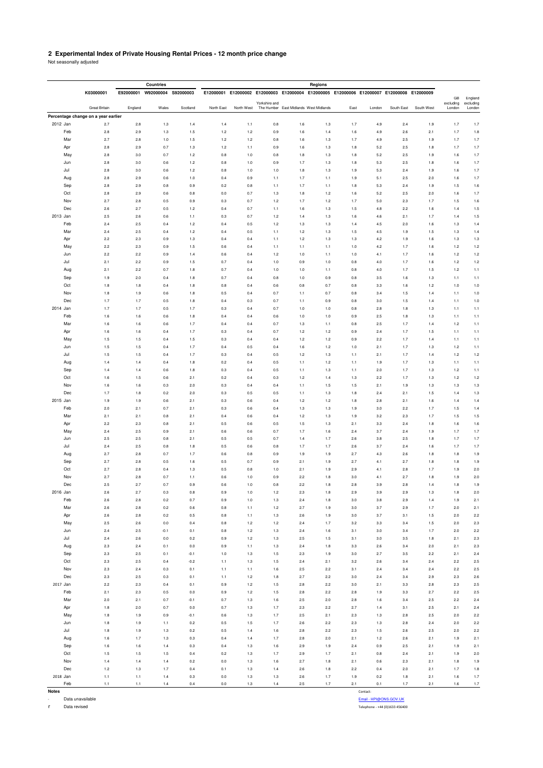# 2 Experimental Index of Private Housing Rental Prices - 12 month price change

Not seasonally adjusted

| | | Countries | | | | Regions | | | | | | | | | | |
|---|---|---|---|---|---|---|---|---|---|---|---|---|---|---|---|---|
| | K03000001 | E92000001 | W92000004 | S92000003 | E12000001 | E12000002 | E12000003 | E12000004 | E12000005 | E12000006 | E12000007 | E12000008 | E12000009 | | |
| | Great Britain | England | Wales | Scotland | North East | North West | Yorkshire and The Humber | East Midlands | West Midlands | East | London | South East | South West | GB excluding London | England excluding London |
| **Percentage change on a year earlier** | | | | | | | | | | | | | | | |
| 2012 Jan | 2.7 | 2.8 | 1.3 | 1.4 | 1.4 | 1.1 | 0.8 | 1.6 | 1.3 | 1.7 | 4.9 | 2.4 | 1.9 | 1.7 | 1.7 |
| Feb | 2.8 | 2.9 | 1.3 | 1.5 | 1.2 | 1.2 | 0.9 | 1.6 | 1.4 | 1.6 | 4.9 | 2.6 | 2.1 | 1.7 | 1.8 |
| Mar | 2.7 | 2.8 | 1.0 | 1.5 | 1.2 | 1.2 | 0.8 | 1.6 | 1.3 | 1.7 | 4.9 | 2.5 | 1.9 | 1.7 | 1.7 |
| Apr | 2.8 | 2.9 | 0.7 | 1.3 | 1.2 | 1.1 | 0.9 | 1.6 | 1.3 | 1.8 | 5.2 | 2.5 | 1.8 | 1.7 | 1.7 |
| May | 2.8 | 3.0 | 0.7 | 1.2 | 0.8 | 1.0 | 0.8 | 1.8 | 1.3 | 1.8 | 5.2 | 2.5 | 1.9 | 1.6 | 1.7 |
| Jun | 2.8 | 3.0 | 0.6 | 1.2 | 0.8 | 1.0 | 0.9 | 1.7 | 1.3 | 1.8 | 5.3 | 2.5 | 1.8 | 1.6 | 1.7 |
| Jul | 2.8 | 3.0 | 0.6 | 1.2 | 0.8 | 1.0 | 1.0 | 1.8 | 1.3 | 1.9 | 5.3 | 2.4 | 1.9 | 1.6 | 1.7 |
| Aug | 2.8 | 2.9 | 0.6 | 1.0 | 0.4 | 0.9 | 1.1 | 1.7 | 1.1 | 1.9 | 5.1 | 2.5 | 2.0 | 1.6 | 1.7 |
| Sep | 2.8 | 2.9 | 0.8 | 0.9 | 0.2 | 0.8 | 1.1 | 1.7 | 1.1 | 1.8 | 5.3 | 2.4 | 1.9 | 1.5 | 1.6 |
| Oct | 2.8 | 2.9 | 0.6 | 0.8 | 0.0 | 0.7 | 1.3 | 1.8 | 1.2 | 1.6 | 5.2 | 2.5 | 2.0 | 1.6 | 1.7 |
| Nov | 2.7 | 2.8 | 0.5 | 0.9 | 0.3 | 0.7 | 1.2 | 1.7 | 1.2 | 1.7 | 5.0 | 2.3 | 1.7 | 1.5 | 1.6 |
| Dec | 2.6 | 2.7 | 0.5 | 1.2 | 0.4 | 0.7 | 1.1 | 1.6 | 1.3 | 1.5 | 4.8 | 2.2 | 1.6 | 1.4 | 1.5 |
| 2013 Jan | 2.5 | 2.6 | 0.6 | 1.1 | 0.3 | 0.7 | 1.2 | 1.4 | 1.3 | 1.6 | 4.6 | 2.1 | 1.7 | 1.4 | 1.5 |
| Feb | 2.4 | 2.5 | 0.4 | 1.2 | 0.4 | 0.5 | 1.2 | 1.3 | 1.3 | 1.4 | 4.5 | 2.0 | 1.6 | 1.3 | 1.4 |
| Mar | 2.4 | 2.5 | 0.4 | 1.2 | 0.4 | 0.5 | 1.1 | 1.2 | 1.3 | 1.5 | 4.5 | 1.9 | 1.5 | 1.3 | 1.4 |
| Apr | 2.2 | 2.3 | 0.9 | 1.3 | 0.4 | 0.4 | 1.1 | 1.2 | 1.3 | 1.3 | 4.2 | 1.9 | 1.6 | 1.3 | 1.3 |
| May | 2.2 | 2.3 | 0.9 | 1.5 | 0.6 | 0.4 | 1.1 | 1.1 | 1.1 | 1.0 | 4.2 | 1.7 | 1.6 | 1.2 | 1.2 |
| Jun | 2.2 | 2.2 | 0.9 | 1.4 | 0.6 | 0.4 | 1.2 | 1.0 | 1.1 | 1.0 | 4.1 | 1.7 | 1.6 | 1.2 | 1.2 |
| Jul | 2.1 | 2.2 | 0.9 | 1.5 | 0.7 | 0.4 | 1.0 | 0.9 | 1.0 | 0.8 | 4.0 | 1.7 | 1.6 | 1.2 | 1.2 |
| Aug | 2.1 | 2.2 | 0.7 | 1.8 | 0.7 | 0.4 | 1.0 | 1.0 | 1.1 | 0.8 | 4.0 | 1.7 | 1.5 | 1.2 | 1.1 |
| Sep | 1.9 | 2.0 | 0.4 | 1.8 | 0.7 | 0.4 | 0.8 | 1.0 | 0.9 | 0.8 | 3.5 | 1.6 | 1.3 | 1.1 | 1.1 |
| Oct | 1.8 | 1.8 | 0.4 | 1.8 | 0.8 | 0.4 | 0.6 | 0.8 | 0.7 | 0.8 | 3.3 | 1.6 | 1.2 | 1.0 | 1.0 |
| Nov | 1.8 | 1.9 | 0.6 | 1.8 | 0.5 | 0.4 | 0.7 | 1.1 | 0.7 | 0.8 | 3.4 | 1.5 | 1.4 | 1.1 | 1.0 |
| Dec | 1.7 | 1.7 | 0.5 | 1.8 | 0.4 | 0.3 | 0.7 | 1.1 | 0.9 | 0.8 | 3.0 | 1.5 | 1.4 | 1.1 | 1.0 |
| 2014 Jan | 1.7 | 1.7 | 0.5 | 1.7 | 0.3 | 0.4 | 0.7 | 1.0 | 1.0 | 0.8 | 2.8 | 1.8 | 1.3 | 1.1 | 1.1 |
| Feb | 1.6 | 1.6 | 0.6 | 1.8 | 0.4 | 0.4 | 0.6 | 1.0 | 1.0 | 0.9 | 2.5 | 1.8 | 1.3 | 1.1 | 1.1 |
| Mar | 1.6 | 1.6 | 0.6 | 1.7 | 0.4 | 0.4 | 0.7 | 1.3 | 1.1 | 0.8 | 2.5 | 1.7 | 1.4 | 1.2 | 1.1 |
| Apr | 1.6 | 1.6 | 0.4 | 1.7 | 0.3 | 0.4 | 0.7 | 1.2 | 1.2 | 0.9 | 2.4 | 1.7 | 1.5 | 1.1 | 1.1 |
| May | 1.5 | 1.5 | 0.4 | 1.5 | 0.3 | 0.4 | 0.4 | 1.2 | 1.2 | 0.9 | 2.2 | 1.7 | 1.4 | 1.1 | 1.1 |
| Jun | 1.5 | 1.5 | 0.4 | 1.7 | 0.4 | 0.5 | 0.4 | 1.6 | 1.2 | 1.0 | 2.1 | 1.7 | 1.3 | 1.2 | 1.1 |
| Jul | 1.5 | 1.5 | 0.4 | 1.7 | 0.3 | 0.4 | 0.5 | 1.2 | 1.3 | 1.1 | 2.1 | 1.7 | 1.4 | 1.2 | 1.2 |
| Aug | 1.4 | 1.4 | 0.4 | 1.8 | 0.2 | 0.4 | 0.5 | 1.1 | 1.2 | 1.1 | 1.9 | 1.7 | 1.3 | 1.1 | 1.1 |
| Sep | 1.4 | 1.4 | 0.6 | 1.8 | 0.3 | 0.4 | 0.5 | 1.1 | 1.3 | 1.1 | 2.0 | 1.7 | 1.3 | 1.2 | 1.1 |
| Oct | 1.6 | 1.5 | 0.6 | 2.1 | 0.2 | 0.4 | 0.3 | 1.2 | 1.4 | 1.3 | 2.2 | 1.7 | 1.3 | 1.2 | 1.2 |
| Nov | 1.6 | 1.6 | 0.3 | 2.0 | 0.3 | 0.4 | 0.4 | 1.1 | 1.5 | 1.5 | 2.1 | 1.9 | 1.3 | 1.3 | 1.3 |
| Dec | 1.7 | 1.8 | 0.2 | 2.0 | 0.3 | 0.5 | 0.5 | 1.1 | 1.3 | 1.8 | 2.4 | 2.1 | 1.5 | 1.4 | 1.3 |
| 2015 Jan | 1.9 | 1.9 | 0.6 | 2.1 | 0.3 | 0.6 | 0.4 | 1.2 | 1.2 | 1.8 | 2.8 | 2.1 | 1.6 | 1.4 | 1.4 |
| Feb | 2.0 | 2.1 | 0.7 | 2.1 | 0.3 | 0.6 | 0.4 | 1.3 | 1.3 | 1.9 | 3.0 | 2.2 | 1.7 | 1.5 | 1.4 |
| Mar | 2.1 | 2.1 | 0.8 | 2.1 | 0.4 | 0.6 | 0.4 | 1.2 | 1.3 | 1.9 | 3.2 | 2.3 | 1.7 | 1.5 | 1.5 |
| Apr | 2.2 | 2.3 | 0.8 | 2.1 | 0.5 | 0.6 | 0.5 | 1.5 | 1.3 | 2.1 | 3.3 | 2.4 | 1.8 | 1.6 | 1.6 |
| May | 2.4 | 2.5 | 0.9 | 2.1 | 0.6 | 0.6 | 0.7 | 1.7 | 1.6 | 2.4 | 3.7 | 2.4 | 1.9 | 1.7 | 1.7 |
| Jun | 2.5 | 2.5 | 0.8 | 2.1 | 0.5 | 0.5 | 0.7 | 1.4 | 1.7 | 2.6 | 3.8 | 2.5 | 1.8 | 1.7 | 1.7 |
| Jul | 2.4 | 2.5 | 0.8 | 1.8 | 0.5 | 0.6 | 0.8 | 1.7 | 1.7 | 2.6 | 3.7 | 2.4 | 1.6 | 1.7 | 1.7 |
| Aug | 2.7 | 2.8 | 0.7 | 1.7 | 0.6 | 0.8 | 0.9 | 1.9 | 1.9 | 2.7 | 4.3 | 2.6 | 1.8 | 1.8 | 1.9 |
| Sep | 2.7 | 2.8 | 0.5 | 1.6 | 0.5 | 0.7 | 0.9 | 2.1 | 1.9 | 2.7 | 4.1 | 2.7 | 1.8 | 1.8 | 1.9 |
| Oct | 2.7 | 2.8 | 0.4 | 1.3 | 0.5 | 0.8 | 1.0 | 2.1 | 1.9 | 2.9 | 4.1 | 2.8 | 1.7 | 1.9 | 2.0 |
| Nov | 2.7 | 2.8 | 0.7 | 1.1 | 0.6 | 1.0 | 0.9 | 2.2 | 1.8 | 3.0 | 4.1 | 2.7 | 1.8 | 1.9 | 2.0 |
| Dec | 2.5 | 2.7 | 0.7 | 0.9 | 0.6 | 1.0 | 0.8 | 2.2 | 1.8 | 2.8 | 3.9 | 2.8 | 1.4 | 1.8 | 1.9 |
| 2016 Jan | 2.6 | 2.7 | 0.3 | 0.8 | 0.9 | 1.0 | 1.2 | 2.3 | 1.8 | 2.9 | 3.9 | 2.9 | 1.3 | 1.8 | 2.0 |
| Feb | 2.6 | 2.8 | 0.2 | 0.7 | 0.9 | 1.0 | 1.3 | 2.4 | 1.8 | 3.0 | 3.8 | 2.9 | 1.4 | 1.9 | 2.1 |
| Mar | 2.6 | 2.8 | 0.2 | 0.6 | 0.8 | 1.1 | 1.2 | 2.7 | 1.9 | 3.0 | 3.7 | 2.9 | 1.7 | 2.0 | 2.1 |
| Apr | 2.6 | 2.8 | 0.2 | 0.5 | 0.8 | 1.1 | 1.3 | 2.6 | 1.9 | 3.0 | 3.7 | 3.1 | 1.5 | 2.0 | 2.2 |
| May | 2.5 | 2.6 | 0.0 | 0.4 | 0.8 | 1.2 | 1.2 | 2.4 | 1.7 | 3.2 | 3.3 | 3.4 | 1.5 | 2.0 | 2.3 |
| Jun | 2.4 | 2.5 | -0.1 | 0.1 | 0.8 | 1.2 | 1.3 | 2.4 | 1.6 | 3.1 | 3.0 | 3.4 | 1.7 | 2.0 | 2.2 |
| Jul | 2.4 | 2.6 | 0.0 | 0.2 | 0.9 | 1.2 | 1.3 | 2.5 | 1.5 | 3.1 | 3.0 | 3.5 | 1.8 | 2.1 | 2.3 |
| Aug | 2.3 | 2.4 | 0.1 | 0.0 | 0.9 | 1.1 | 1.3 | 2.4 | 1.8 | 3.3 | 2.6 | 3.4 | 2.0 | 2.1 | 2.3 |
| Sep | 2.3 | 2.5 | 0.1 | -0.1 | 1.0 | 1.3 | 1.5 | 2.3 | 1.9 | 3.0 | 2.7 | 3.5 | 2.2 | 2.1 | 2.4 |
| Oct | 2.3 | 2.5 | 0.4 | -0.2 | 1.1 | 1.3 | 1.5 | 2.4 | 2.1 | 3.2 | 2.6 | 3.4 | 2.4 | 2.2 | 2.5 |
| Nov | 2.3 | 2.4 | 0.3 | 0.1 | 1.1 | 1.1 | 1.6 | 2.5 | 2.2 | 3.1 | 2.4 | 3.4 | 2.4 | 2.2 | 2.5 |
| Dec | 2.3 | 2.5 | 0.3 | 0.1 | 1.1 | 1.2 | 1.8 | 2.7 | 2.2 | 3.0 | 2.4 | 3.4 | 2.9 | 2.3 | 2.6 |
| 2017 Jan | 2.2 | 2.3 | 0.4 | 0.1 | 0.9 | 1.2 | 1.5 | 2.8 | 2.2 | 3.0 | 2.1 | 3.3 | 2.8 | 2.3 | 2.5 |
| Feb | 2.1 | 2.3 | 0.5 | 0.0 | 0.9 | 1.2 | 1.5 | 2.8 | 2.2 | 2.8 | 1.9 | 3.3 | 2.7 | 2.2 | 2.5 |
| Mar | 2.0 | 2.1 | 0.7 | -0.1 | 0.7 | 1.3 | 1.6 | 2.5 | 2.0 | 2.8 | 1.6 | 3.4 | 2.5 | 2.2 | 2.4 |
| Apr | 1.8 | 2.0 | 0.7 | 0.0 | 0.7 | 1.3 | 1.7 | 2.3 | 2.2 | 2.7 | 1.4 | 3.1 | 2.5 | 2.1 | 2.4 |
| May | 1.8 | 1.9 | 0.9 | -0.1 | 0.6 | 1.3 | 1.7 | 2.5 | 2.1 | 2.3 | 1.3 | 2.8 | 2.5 | 2.0 | 2.2 |
| Jun | 1.8 | 1.9 | 1.1 | 0.2 | 0.5 | 1.5 | 1.7 | 2.6 | 2.2 | 2.3 | 1.3 | 2.8 | 2.4 | 2.0 | 2.2 |
| Jul | 1.8 | 1.9 | 1.3 | 0.2 | 0.5 | 1.4 | 1.6 | 2.8 | 2.2 | 2.3 | 1.5 | 2.6 | 2.5 | 2.0 | 2.2 |
| Aug | 1.6 | 1.7 | 1.3 | 0.3 | 0.4 | 1.4 | 1.7 | 2.8 | 2.0 | 2.1 | 1.2 | 2.6 | 2.1 | 1.9 | 2.1 |
| Sep | 1.6 | 1.6 | 1.4 | 0.3 | 0.4 | 1.3 | 1.6 | 2.9 | 1.9 | 2.4 | 0.9 | 2.5 | 2.1 | 1.9 | 2.1 |
| Oct | 1.5 | 1.5 | 1.5 | 0.4 | 0.2 | 1.3 | 1.7 | 2.9 | 1.7 | 2.1 | 0.8 | 2.4 | 2.1 | 1.9 | 2.0 |
| Nov | 1.4 | 1.4 | 1.4 | 0.2 | 0.0 | 1.3 | 1.6 | 2.7 | 1.8 | 2.1 | 0.6 | 2.3 | 2.1 | 1.8 | 1.9 |
| Dec | 1.2 | 1.3 | 1.7 | 0.4 | 0.1 | 1.3 | 1.4 | 2.6 | 1.8 | 2.2 | 0.4 | 2.0 | 2.1 | 1.7 | 1.8 |
| 2018 Jan | 1.1 | 1.1 | 1.4 | 0.3 | 0.0 | 1.3 | 1.3 | 2.6 | 1.7 | 1.9 | 0.2 | 1.8 | 2.1 | 1.6 | 1.7 |
| Feb | 1.1 | 1.1 | 1.4 | 0.4 | 0.0 | 1.3 | 1.4 | 2.5 | 1.7 | 2.1 | 0.1 | 1.7 | 2.1 | 1.6 | 1.7 |

**Notes**

.. Data unavailable

r Data revised

Contact:

Email - HPI@ONS.GOV.UK

Telephone - +44 (0)1633 456400